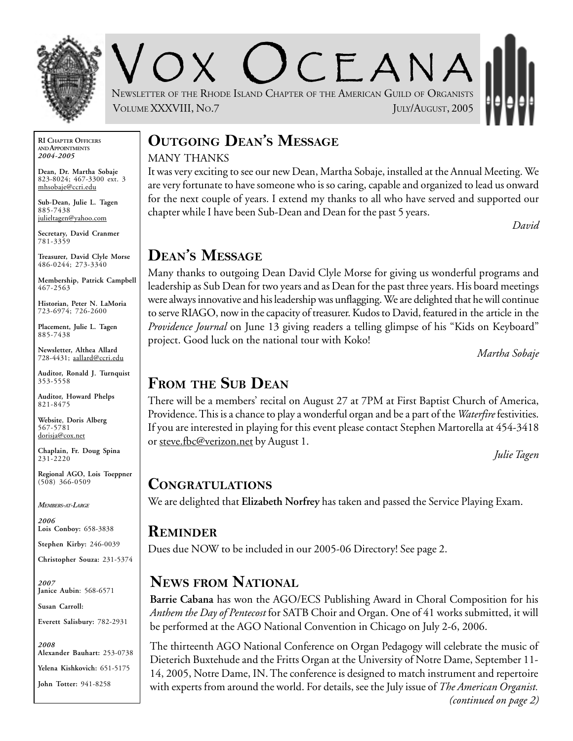# Vox Oceana

Newsletter of the Rhode Island Chapter of the American Guild of Organists

Volume XXXVIII, No.7 — July/August, 2005

**RI Chapter Officers and Appointments**
***2004-2005***

**Dean, Dr. Martha Sobaje**
823-8024; 467-3300 ext. 3
mhsobaje@ccri.edu

**Sub-Dean, Julie L. Tagen**
885-7438
julieltagen@yahoo.com

**Secretary, David Cranmer**
781-3359

**Treasurer, David Clyle Morse**
486-0244; 273-3340

**Membership, Patrick Campbell**
467-2563

**Historian, Peter N. LaMoria**
723-6974; 726-2600

**Placement, Julie L. Tagen**
885-7438

**Newsletter, Althea Allard**
728-4431; aallard@ccri.edu

**Auditor, Ronald J. Turnquist**
353-5558

**Auditor, Howard Phelps**
821-8475

**Website, Doris Alberg**
567-5781
dorisja@cox.net

**Chaplain, Fr. Doug Spina**
231-2220

**Regional AGO, Lois Toeppner**
(508) 366-0509

***Members-at-Large***

***2006***
**Lois Conboy:** 658-3838

**Stephen Kirby:** 246-0039

**Christopher Souza:** 231-5374

***2007***
**Janice Aubin**: 568-6571

**Susan Carroll:**

**Everett Salisbury:** 782-2931

***2008***
**Alexander Bauhart:** 253-0738

**Yelena Kishkovich:** 651-5175

**John Totter:** 941-8258

## Outgoing Dean's Message

MANY THANKS

It was very exciting to see our new Dean, Martha Sobaje, installed at the Annual Meeting. We are very fortunate to have someone who is so caring, capable and organized to lead us onward for the next couple of years. I extend my thanks to all who have served and supported our chapter while I have been Sub-Dean and Dean for the past 5 years.

*David*

## Dean's Message

Many thanks to outgoing Dean David Clyle Morse for giving us wonderful programs and leadership as Sub Dean for two years and as Dean for the past three years. His board meetings were always innovative and his leadership was unflagging. We are delighted that he will continue to serve RIAGO, now in the capacity of treasurer. Kudos to David, featured in the article in the *Providence Journal* on June 13 giving readers a telling glimpse of his "Kids on Keyboard" project. Good luck on the national tour with Koko!

*Martha Sobaje*

## From the Sub Dean

There will be a members' recital on August 27 at 7PM at First Baptist Church of America, Providence. This is a chance to play a wonderful organ and be a part of the *Waterfire* festivities. If you are interested in playing for this event please contact Stephen Martorella at 454-3418 or steve.fbc@verizon.net by August 1.

*Julie Tagen*

## Congratulations

We are delighted that **Elizabeth Norfrey** has taken and passed the Service Playing Exam.

## Reminder

Dues due NOW to be included in our 2005-06 Directory! See page 2.

## News from National

**Barrie Cabana** has won the AGO/ECS Publishing Award in Choral Composition for his *Anthem the Day of Pentecost* for SATB Choir and Organ. One of 41 works submitted, it will be performed at the AGO National Convention in Chicago on July 2-6, 2006.

The thirteenth AGO National Conference on Organ Pedagogy will celebrate the music of Dieterich Buxtehude and the Fritts Organ at the University of Notre Dame, September 11-14, 2005, Notre Dame, IN. The conference is designed to match instrument and repertoire with experts from around the world. For details, see the July issue of *The American Organist.*

*(continued on page 2)*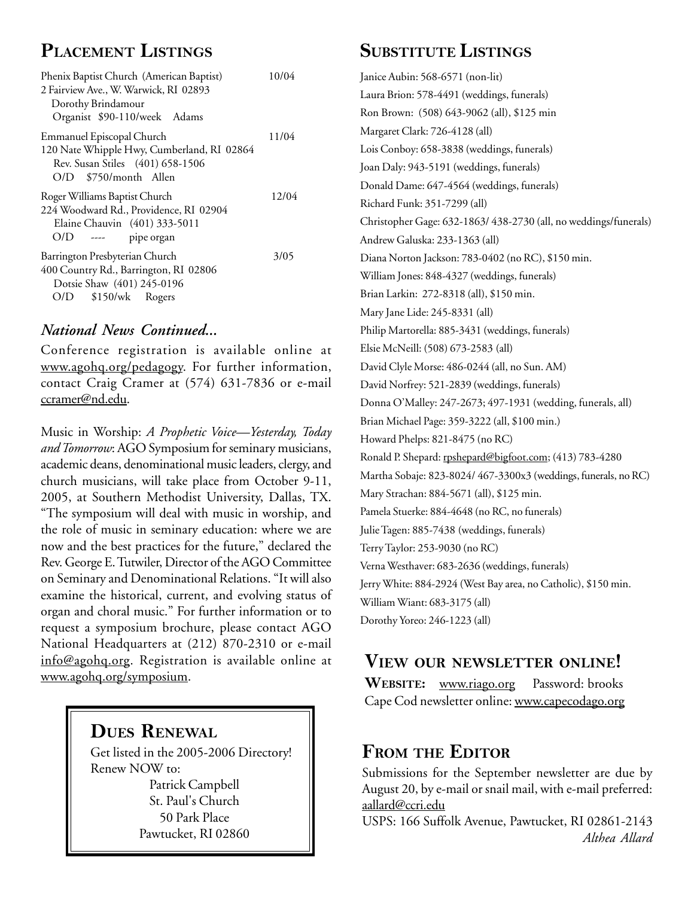## Placement Listings

Phenix Baptist Church (American Baptist) 10/04
2 Fairview Ave., W. Warwick, RI 02893
Dorothy Brindamour
Organist $90-110/week Adams

Emmanuel Episcopal Church 11/04
120 Nate Whipple Hwy, Cumberland, RI 02864
Rev. Susan Stiles (401) 658-1506
O/D $750/month Allen

Roger Williams Baptist Church 12/04
224 Woodward Rd., Providence, RI 02904
Elaine Chauvin (401) 333-5011
O/D ---- pipe organ

Barrington Presbyterian Church 3/05
400 Country Rd., Barrington, RI 02806
Dotsie Shaw (401) 245-0196
O/D $150/wk Rogers

### *National News Continued...*

Conference registration is available online at www.agohq.org/pedagogy. For further information, contact Craig Cramer at (574) 631-7836 or e-mail ccramer@nd.edu.

Music in Worship: *A Prophetic Voice—Yesterday, Today and Tomorrow*: AGO Symposium for seminary musicians, academic deans, denominational music leaders, clergy, and church musicians, will take place from October 9-11, 2005, at Southern Methodist University, Dallas, TX. "The symposium will deal with music in worship, and the role of music in seminary education: where we are now and the best practices for the future," declared the Rev. George E. Tutwiler, Director of the AGO Committee on Seminary and Denominational Relations. "It will also examine the historical, current, and evolving status of organ and choral music." For further information or to request a symposium brochure, please contact AGO National Headquarters at (212) 870-2310 or e-mail info@agohq.org. Registration is available online at www.agohq.org/symposium.

### Dues Renewal

Get listed in the 2005-2006 Directory!
Renew NOW to:
Patrick Campbell
St. Paul's Church
50 Park Place
Pawtucket, RI 02860

## Substitute Listings

Janice Aubin: 568-6571 (non-lit)
Laura Brion: 578-4491 (weddings, funerals)
Ron Brown: (508) 643-9062 (all), $125 min
Margaret Clark: 726-4128 (all)
Lois Conboy: 658-3838 (weddings, funerals)
Joan Daly: 943-5191 (weddings, funerals)
Donald Dame: 647-4564 (weddings, funerals)
Richard Funk: 351-7299 (all)
Christopher Gage: 632-1863/ 438-2730 (all, no weddings/funerals)
Andrew Galuska: 233-1363 (all)
Diana Norton Jackson: 783-0402 (no RC), $150 min.
William Jones: 848-4327 (weddings, funerals)
Brian Larkin: 272-8318 (all), $150 min.
Mary Jane Lide: 245-8331 (all)
Philip Martorella: 885-3431 (weddings, funerals)
Elsie McNeill: (508) 673-2583 (all)
David Clyle Morse: 486-0244 (all, no Sun. AM)
David Norfrey: 521-2839 (weddings, funerals)
Donna O'Malley: 247-2673; 497-1931 (wedding, funerals, all)
Brian Michael Page: 359-3222 (all, $100 min.)
Howard Phelps: 821-8475 (no RC)
Ronald P. Shepard: rpshepard@bigfoot.com; (413) 783-4280
Martha Sobaje: 823-8024/ 467-3300x3 (weddings, funerals, no RC)
Mary Strachan: 884-5671 (all), $125 min.
Pamela Stuerke: 884-4648 (no RC, no funerals)
Julie Tagen: 885-7438 (weddings, funerals)
Terry Taylor: 253-9030 (no RC)
Verna Westhaver: 683-2636 (weddings, funerals)
Jerry White: 884-2924 (West Bay area, no Catholic), $150 min.
William Wiant: 683-3175 (all)
Dorothy Yoreo: 246-1223 (all)

## View our newsletter online!

**Website:** www.riago.org Password: brooks
Cape Cod newsletter online: www.capecodago.org

## From the Editor

Submissions for the September newsletter are due by August 20, by e-mail or snail mail, with e-mail preferred: aallard@ccri.edu
USPS: 166 Suffolk Avenue, Pawtucket, RI 02861-2143

*Althea Allard*